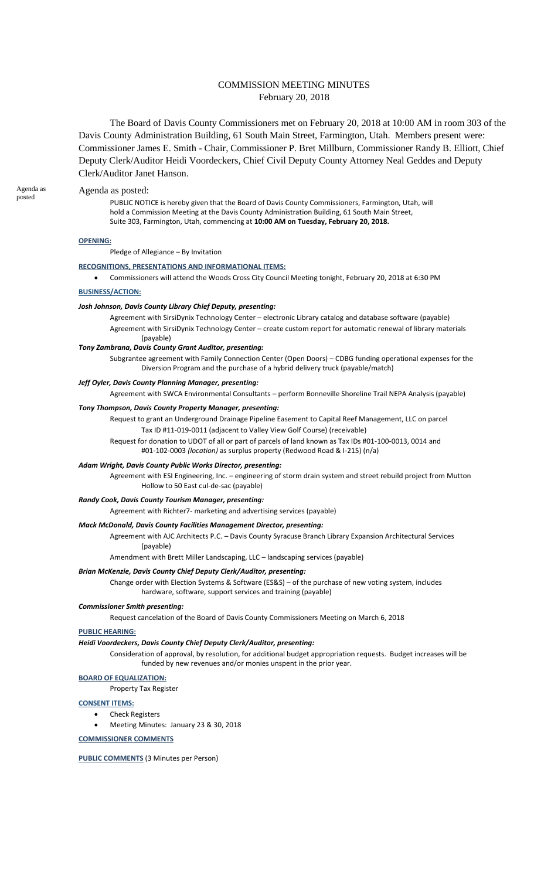# COMMISSION MEETING MINUTES

February 20, 2018

The Board of Davis County Commissioners met on February 20, 2018 at 10:00 AM in room 303 of the Davis County Administration Building, 61 South Main Street, Farmington, Utah. Members present were: Commissioner James E. Smith - Chair, Commissioner P. Bret Millburn, Commissioner Randy B. Elliott, Chief Deputy Clerk/Auditor Heidi Voordeckers, Chief Civil Deputy County Attorney Neal Geddes and Deputy Clerk/Auditor Janet Hanson.

Agenda as posted

Agenda as posted:

PUBLIC NOTICE is hereby given that the Board of Davis County Commissioners, Farmington, Utah, will hold a Commission Meeting at the Davis County Administration Building, 61 South Main Street, Suite 303, Farmington, Utah, commencing at **10:00 AM on Tuesday, February 20, 2018.**

**OPENING:**

Pledge of Allegiance – By Invitation

**RECOGNITIONS, PRESENTATIONS AND INFORMATIONAL ITEMS:**

- Commissioners will attend the Woods Cross City Council Meeting tonight, February 20, 2018 at 6:30 PM

**BUSINESS/ACTION:**

***Josh Johnson, Davis County Library Chief Deputy, presenting:***

Agreement with SirsiDynix Technology Center – electronic Library catalog and database software (payable)

Agreement with SirsiDynix Technology Center – create custom report for automatic renewal of library materials (payable)

***Tony Zambrana, Davis County Grant Auditor, presenting:***

Subgrantee agreement with Family Connection Center (Open Doors) – CDBG funding operational expenses for the Diversion Program and the purchase of a hybrid delivery truck (payable/match)

***Jeff Oyler, Davis County Planning Manager, presenting:***

Agreement with SWCA Environmental Consultants – perform Bonneville Shoreline Trail NEPA Analysis (payable)

***Tony Thompson, Davis County Property Manager, presenting:***

Request to grant an Underground Drainage Pipeline Easement to Capital Reef Management, LLC on parcel Tax ID #11-019-0011 (adjacent to Valley View Golf Course) (receivable)

Request for donation to UDOT of all or part of parcels of land known as Tax IDs #01-100-0013, 0014 and #01-102-0003 *(location)* as surplus property (Redwood Road & I-215) (n/a)

***Adam Wright, Davis County Public Works Director, presenting:***

Agreement with ESI Engineering, Inc. – engineering of storm drain system and street rebuild project from Mutton Hollow to 50 East cul-de-sac (payable)

***Randy Cook, Davis County Tourism Manager, presenting:***

Agreement with Richter7- marketing and advertising services (payable)

***Mack McDonald, Davis County Facilities Management Director, presenting:***

Agreement with AJC Architects P.C. – Davis County Syracuse Branch Library Expansion Architectural Services (payable)

Amendment with Brett Miller Landscaping, LLC – landscaping services (payable)

***Brian McKenzie, Davis County Chief Deputy Clerk/Auditor, presenting:***

Change order with Election Systems & Software (ES&S) – of the purchase of new voting system, includes hardware, software, support services and training (payable)

***Commissioner Smith presenting:***

Request cancelation of the Board of Davis County Commissioners Meeting on March 6, 2018

**PUBLIC HEARING:**

***Heidi Voordeckers, Davis County Chief Deputy Clerk/Auditor, presenting:***

Consideration of approval, by resolution, for additional budget appropriation requests. Budget increases will be funded by new revenues and/or monies unspent in the prior year.

**BOARD OF EQUALIZATION:**

Property Tax Register

**CONSENT ITEMS:**

- Check Registers
- Meeting Minutes: January 23 & 30, 2018

**COMMISSIONER COMMENTS**

**PUBLIC COMMENTS** (3 Minutes per Person)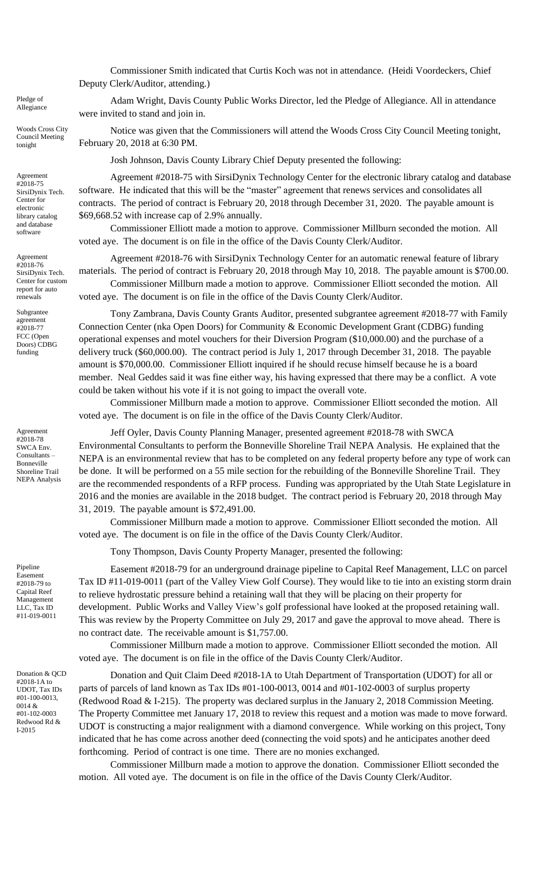Commissioner Smith indicated that Curtis Koch was not in attendance. (Heidi Voordeckers, Chief Deputy Clerk/Auditor, attending.)

**Pledge of Allegiance**

Adam Wright, Davis County Public Works Director, led the Pledge of Allegiance. All in attendance were invited to stand and join in.

**Woods Cross City Council Meeting tonight**

Notice was given that the Commissioners will attend the Woods Cross City Council Meeting tonight, February 20, 2018 at 6:30 PM.

Josh Johnson, Davis County Library Chief Deputy presented the following:

**Agreement #2018-75 SirsiDynix Tech. Center for electronic library catalog and database software**

Agreement #2018-75 with SirsiDynix Technology Center for the electronic library catalog and database software. He indicated that this will be the "master" agreement that renews services and consolidates all contracts. The period of contract is February 20, 2018 through December 31, 2020. The payable amount is $69,668.52 with increase cap of 2.9% annually.

Commissioner Elliott made a motion to approve. Commissioner Millburn seconded the motion. All voted aye. The document is on file in the office of the Davis County Clerk/Auditor.

**Agreement #2018-76 SirsiDynix Tech. Center for custom report for auto renewals**

Agreement #2018-76 with SirsiDynix Technology Center for an automatic renewal feature of library materials. The period of contract is February 20, 2018 through May 10, 2018. The payable amount is $700.00.

Commissioner Millburn made a motion to approve. Commissioner Elliott seconded the motion. All voted aye. The document is on file in the office of the Davis County Clerk/Auditor.

**Subgrantee agreement #2018-77 FCC (Open Doors) CDBG funding**

Tony Zambrana, Davis County Grants Auditor, presented subgrantee agreement #2018-77 with Family Connection Center (nka Open Doors) for Community & Economic Development Grant (CDBG) funding operational expenses and motel vouchers for their Diversion Program ($10,000.00) and the purchase of a delivery truck ($60,000.00). The contract period is July 1, 2017 through December 31, 2018. The payable amount is $70,000.00. Commissioner Elliott inquired if he should recuse himself because he is a board member. Neal Geddes said it was fine either way, his having expressed that there may be a conflict. A vote could be taken without his vote if it is not going to impact the overall vote.

Commissioner Millburn made a motion to approve. Commissioner Elliott seconded the motion. All voted aye. The document is on file in the office of the Davis County Clerk/Auditor.

**Agreement #2018-78 SWCA Env. Consultants – Bonneville Shoreline Trail NEPA Analysis**

Jeff Oyler, Davis County Planning Manager, presented agreement #2018-78 with SWCA Environmental Consultants to perform the Bonneville Shoreline Trail NEPA Analysis. He explained that the NEPA is an environmental review that has to be completed on any federal property before any type of work can be done. It will be performed on a 55 mile section for the rebuilding of the Bonneville Shoreline Trail. They are the recommended respondents of a RFP process. Funding was appropriated by the Utah State Legislature in 2016 and the monies are available in the 2018 budget. The contract period is February 20, 2018 through May 31, 2019. The payable amount is $72,491.00.

Commissioner Millburn made a motion to approve. Commissioner Elliott seconded the motion. All voted aye. The document is on file in the office of the Davis County Clerk/Auditor.

Tony Thompson, Davis County Property Manager, presented the following:

**Pipeline Easement #2018-79 to Capital Reef Management LLC, Tax ID #11-019-0011**

Easement #2018-79 for an underground drainage pipeline to Capital Reef Management, LLC on parcel Tax ID #11-019-0011 (part of the Valley View Golf Course). They would like to tie into an existing storm drain to relieve hydrostatic pressure behind a retaining wall that they will be placing on their property for development. Public Works and Valley View's golf professional have looked at the proposed retaining wall. This was review by the Property Committee on July 29, 2017 and gave the approval to move ahead. There is no contract date. The receivable amount is $1,757.00.

Commissioner Millburn made a motion to approve. Commissioner Elliott seconded the motion. All voted aye. The document is on file in the office of the Davis County Clerk/Auditor.

**Donation & QCD #2018-1A to UDOT, Tax IDs #01-100-0013, 0014 & #01-102-0003 Redwood Rd & I-2015**

Donation and Quit Claim Deed #2018-1A to Utah Department of Transportation (UDOT) for all or parts of parcels of land known as Tax IDs #01-100-0013, 0014 and #01-102-0003 of surplus property (Redwood Road & I-215). The property was declared surplus in the January 2, 2018 Commission Meeting. The Property Committee met January 17, 2018 to review this request and a motion was made to move forward. UDOT is constructing a major realignment with a diamond convergence. While working on this project, Tony indicated that he has come across another deed (connecting the void spots) and he anticipates another deed forthcoming. Period of contract is one time. There are no monies exchanged.

Commissioner Millburn made a motion to approve the donation. Commissioner Elliott seconded the motion. All voted aye. The document is on file in the office of the Davis County Clerk/Auditor.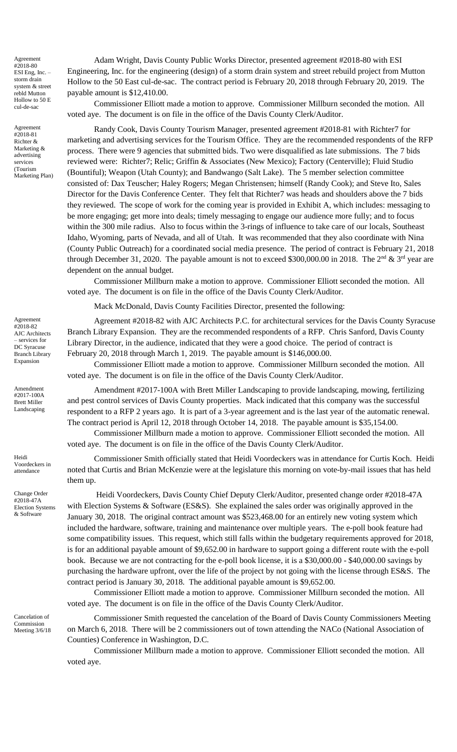Agreement #2018-80 ESI Eng, Inc. – storm drain system & street rebld Mutton Hollow to 50 E cul-de-sac

Adam Wright, Davis County Public Works Director, presented agreement #2018-80 with ESI Engineering, Inc. for the engineering (design) of a storm drain system and street rebuild project from Mutton Hollow to the 50 East cul-de-sac. The contract period is February 20, 2018 through February 20, 2019. The payable amount is $12,410.00.

Commissioner Elliott made a motion to approve. Commissioner Millburn seconded the motion. All voted aye. The document is on file in the office of the Davis County Clerk/Auditor.

Agreement #2018-81 Richter & Marketing & advertising services (Tourism Marketing Plan)

Randy Cook, Davis County Tourism Manager, presented agreement #2018-81 with Richter7 for marketing and advertising services for the Tourism Office. They are the recommended respondents of the RFP process. There were 9 agencies that submitted bids. Two were disqualified as late submissions. The 7 bids reviewed were: Richter7; Relic; Griffin & Associates (New Mexico); Factory (Centerville); Fluid Studio (Bountiful); Weapon (Utah County); and Bandwango (Salt Lake). The 5 member selection committee consisted of: Dax Teuscher; Haley Rogers; Megan Christensen; himself (Randy Cook); and Steve Ito, Sales Director for the Davis Conference Center. They felt that Richter7 was heads and shoulders above the 7 bids they reviewed. The scope of work for the coming year is provided in Exhibit A, which includes: messaging to be more engaging; get more into deals; timely messaging to engage our audience more fully; and to focus within the 300 mile radius. Also to focus within the 3-rings of influence to take care of our locals, Southeast Idaho, Wyoming, parts of Nevada, and all of Utah. It was recommended that they also coordinate with Nina (County Public Outreach) for a coordinated social media presence. The period of contract is February 21, 2018 through December 31, 2020. The payable amount is not to exceed $300,000.00 in 2018. The 2nd & 3rd year are dependent on the annual budget.

Commissioner Millburn make a motion to approve. Commissioner Elliott seconded the motion. All voted aye. The document is on file in the office of the Davis County Clerk/Auditor.

Mack McDonald, Davis County Facilities Director, presented the following:

Agreement #2018-82 AJC Architects – services for DC Syracuse Branch Library Expansion

Agreement #2018-82 with AJC Architects P.C. for architectural services for the Davis County Syracuse Branch Library Expansion. They are the recommended respondents of a RFP. Chris Sanford, Davis County Library Director, in the audience, indicated that they were a good choice. The period of contract is February 20, 2018 through March 1, 2019. The payable amount is $146,000.00.

Commissioner Elliott made a motion to approve. Commissioner Millburn seconded the motion. All voted aye. The document is on file in the office of the Davis County Clerk/Auditor.

Amendment #2017-100A Brett Miller Landscaping

Amendment #2017-100A with Brett Miller Landscaping to provide landscaping, mowing, fertilizing and pest control services of Davis County properties. Mack indicated that this company was the successful respondent to a RFP 2 years ago. It is part of a 3-year agreement and is the last year of the automatic renewal. The contract period is April 12, 2018 through October 14, 2018. The payable amount is $35,154.00.

Commissioner Millburn made a motion to approve. Commissioner Elliott seconded the motion. All voted aye. The document is on file in the office of the Davis County Clerk/Auditor.

Heidi Voordeckers in attendance

Commissioner Smith officially stated that Heidi Voordeckers was in attendance for Curtis Koch. Heidi noted that Curtis and Brian McKenzie were at the legislature this morning on vote-by-mail issues that has held them up.

Change Order #2018-47A Election Systems & Software

Heidi Voordeckers, Davis County Chief Deputy Clerk/Auditor, presented change order #2018-47A with Election Systems & Software (ES&S). She explained the sales order was originally approved in the January 30, 2018. The original contract amount was $523,468.00 for an entirely new voting system which included the hardware, software, training and maintenance over multiple years. The e-poll book feature had some compatibility issues. This request, which still falls within the budgetary requirements approved for 2018, is for an additional payable amount of $9,652.00 in hardware to support going a different route with the e-poll book. Because we are not contracting for the e-poll book license, it is a $30,000.00 - $40,000.00 savings by purchasing the hardware upfront, over the life of the project by not going with the license through ES&S. The contract period is January 30, 2018. The additional payable amount is $9,652.00.

Commissioner Elliott made a motion to approve. Commissioner Millburn seconded the motion. All voted aye. The document is on file in the office of the Davis County Clerk/Auditor.

Cancelation of Commission Meeting 3/6/18

Commissioner Smith requested the cancelation of the Board of Davis County Commissioners Meeting on March 6, 2018. There will be 2 commissioners out of town attending the NACo (National Association of Counties) Conference in Washington, D.C.

Commissioner Millburn made a motion to approve. Commissioner Elliott seconded the motion. All voted aye.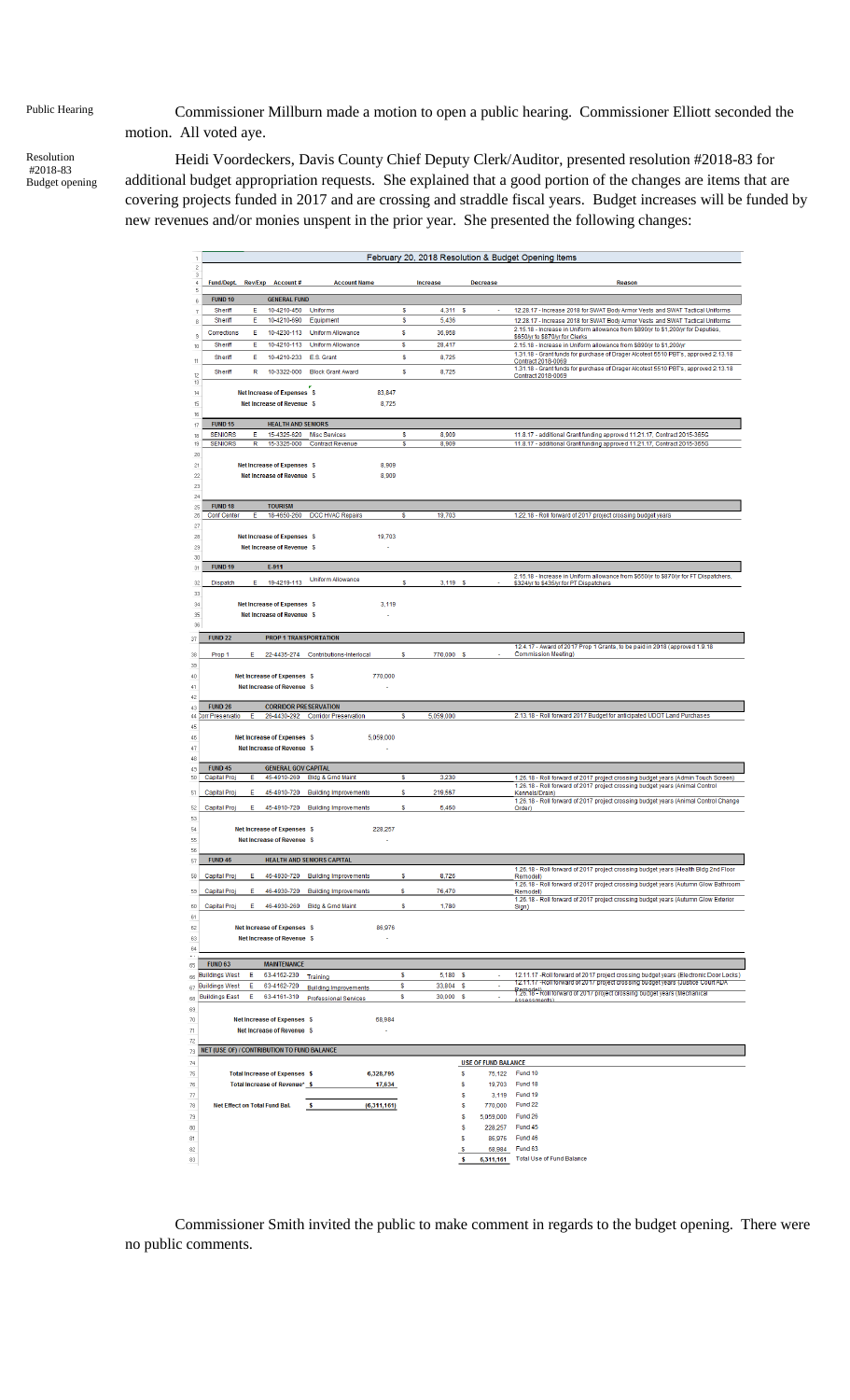Public Hearing

Commissioner Millburn made a motion to open a public hearing. Commissioner Elliott seconded the motion. All voted aye.

Resolution #2018-83 Budget opening

Heidi Voordeckers, Davis County Chief Deputy Clerk/Auditor, presented resolution #2018-83 for additional budget appropriation requests. She explained that a good portion of the changes are items that are covering projects funded in 2017 and are crossing and straddle fiscal years. Budget increases will be funded by new revenues and/or monies unspent in the prior year. She presented the following changes:

**February 20, 2018 Resolution & Budget Opening Items**

| Fund/Dept. | Rev/Exp | Account # | Account Name | Increase | Decrease | Reason |
|---|---|---|---|---|---|---|
| **FUND 10** | | **GENERAL FUND** | | | | |
| Sheriff | E | 10-4210-450 | Uniforms | $ 4,311 | $ - | 12.28.17 - Increase 2018 for SWAT Body Armor Vests and SWAT Tactical Uniforms |
| Sheriff | E | 10-4210-690 | Equipment | $ 5,436 | | 12.28.17 - Increase 2018 for SWAT Body Armor Vests and SWAT Tactical Uniforms |
| Corrections | E | 10-4230-113 | Uniform Allowance | $ 36,958 | | 2.15.18 - Increase in Uniform allowance from $890/yr to $1,200/yr for Deputies, $650/yr to $870/yr for Clerks |
| Sheriff | E | 10-4210-113 | Uniform Allowance | $ 28,417 | | 2.15.18 - Increase in Uniform allowance from $890/yr to $1,200/yr |
| Sheriff | E | 10-4210-233 | E.S. Grant | $ 8,725 | | 1.31.18 - Grant funds for purchase of Drager Alcotest 5510 PBT's, approved 2.13.18 Contract 2018-0069 |
| Sheriff | R | 10-3322-000 | Block Grant Award | $ 8,725 | | 1.31.18 - Grant funds for purchase of Drager Alcotest 5510 PBT's, approved 2.13.18 Contract 2018-0069 |
| | | Net Increase of Expenses | $ 83,847 | | | |
| | | Net Increase of Revenue | $ 8,725 | | | |
| **FUND 15** | | **HEALTH AND SENIORS** | | | | |
| SENIORS | E | 15-4325-620 | Misc Services | $ 8,909 | | 11.8.17 - additional Grant funding approved 11.21.17, Contract 2015-365G |
| SENIORS | R | 15-3325-000 | Contract Revenue | $ 8,909 | | 11.8.17 - additional Grant funding approved 11.21.17, Contract 2015-365G |
| | | Net Increase of Expenses | $ 8,909 | | | |
| | | Net Increase of Revenue | $ 8,909 | | | |
| **FUND 18** | | **TOURISM** | | | | |
| Conf Center | E | 18-4650-260 | DCC HVAC Repairs | $ 19,703 | | 1.22.18 - Roll forward of 2017 project crossing budget years |
| | | Net Increase of Expenses | $ 19,703 | | | |
| | | Net Increase of Revenue | $ - | | | |
| **FUND 19** | | **E-911** | | | | |
| Dispatch | E | 19-4219-113 | Uniform Allowance | $ 3,119 | $ - | 2.15.18 - Increase in Uniform allowance from $650/yr to $870/yr for FT Dispatchers, $324/yr to $435/yr for PT Dispatchers |
| | | Net Increase of Expenses | $ 3,119 | | | |
| | | Net Increase of Revenue | $ - | | | |
| **FUND 22** | | **PROP 1 TRANSPORTATION** | | | | |
| Prop 1 | E | 22-4435-274 | Contributions-Interlocal | $ 770,000 | $ - | 12.4.17 - Award of 2017 Prop 1 Grants, to be paid in 2018 (approved 1.9.18 Commission Meeting) |
| | | Net Increase of Expenses | $ 770,000 | | | |
| | | Net Increase of Revenue | $ - | | | |
| **FUND 26** | | **CORRIDOR PRESERVATION** | | | | |
| Corr Preservatio | E | 26-4430-292 | Corridor Preservation | $ 5,059,000 | | 2.13.18 - Roll forward 2017 Budget for anticipated UDOT Land Purchases |
| | | Net Increase of Expenses | $ 5,059,000 | | | |
| | | Net Increase of Revenue | $ - | | | |
| **FUND 45** | | **GENERAL GOV CAPITAL** | | | | |
| Capital Proj | E | 45-4910-260 | Bldg & Grnd Maint | $ 3,230 | | 1.26.18 - Roll forward of 2017 project crossing budget years (Admin Touch Screen) |
| Capital Proj | E | 45-4910-720 | Building Improvements | $ 219,567 | | 1.26.18 - Roll forward of 2017 project crossing budget years (Animal Control Kennels/Drain) |
| Capital Proj | E | 45-4910-720 | Building Improvements | $ 5,460 | | 1.26.18 - Roll forward of 2017 project crossing budget years (Animal Control Change Order) |
| | | Net Increase of Expenses | $ 228,257 | | | |
| | | Net Increase of Revenue | $ - | | | |
| **FUND 46** | | **HEALTH AND SENIORS CAPITAL** | | | | |
| Capital Proj | E | 46-4930-720 | Building Improvements | $ 8,726 | | 1.26.18 - Roll forward of 2017 project crossing budget years (Health Bldg 2nd Floor Remodel) |
| Capital Proj | E | 46-4930-720 | Building Improvements | $ 76,470 | | 1.26.18 - Roll forward of 2017 project crossing budget years (Autumn Glow Bathroom Remodel) |
| Capital Proj | E | 46-4930-260 | Bldg & Grnd Maint | $ 1,780 | | 1.26.18 - Roll forward of 2017 project crossing budget years (Autumn Glow Exterior Sign) |
| | | Net Increase of Expenses | $ 86,976 | | | |
| | | Net Increase of Revenue | $ - | | | |
| **FUND 63** | | **MAINTENANCE** | | | | |
| Buildings West | E | 63-4162-230 | Training | $ 5,180 | $ - | 12.11.17 - Roll forward of 2017 project crossing budget years (Electronic Door Locks) |
| Buildings West | E | 63-4162-720 | Building Improvements | $ 33,804 | $ - | 12.11.17 - Roll forward of 2017 project crossing budget years (Justice Court ADA Remodel) |
| Buildings East | E | 63-4161-310 | Professional Services | $ 30,000 | $ - | 1.26.18 - Roll forward of 2017 project crossing budget years (Mechanical Assessments) |
| | | Net Increase of Expenses | $ 68,984 | | | |
| | | Net Increase of Revenue | $ - | | | |

**NET (USE OF) / CONTRIBUTION TO FUND BALANCE**

| | | | USE OF FUND BALANCE | |
|---|---|---|---|---|
| Total Increase of Expenses | $ 6,328,795 | | $ 75,122 | Fund 10 |
| Total Increase of Revenue | $ 17,634 | | $ 19,703 | Fund 18 |
| | | | $ 3,119 | Fund 19 |
| Net Effect on Total Fund Bal. | $ (6,311,161) | | $ 770,000 | Fund 22 |
| | | | $ 5,059,000 | Fund 26 |
| | | | $ 228,257 | Fund 45 |
| | | | $ 86,976 | Fund 46 |
| | | | $ 68,984 | Fund 63 |
| | | | $ 6,311,161 | Total Use of Fund Balance |

Commissioner Smith invited the public to make comment in regards to the budget opening. There were no public comments.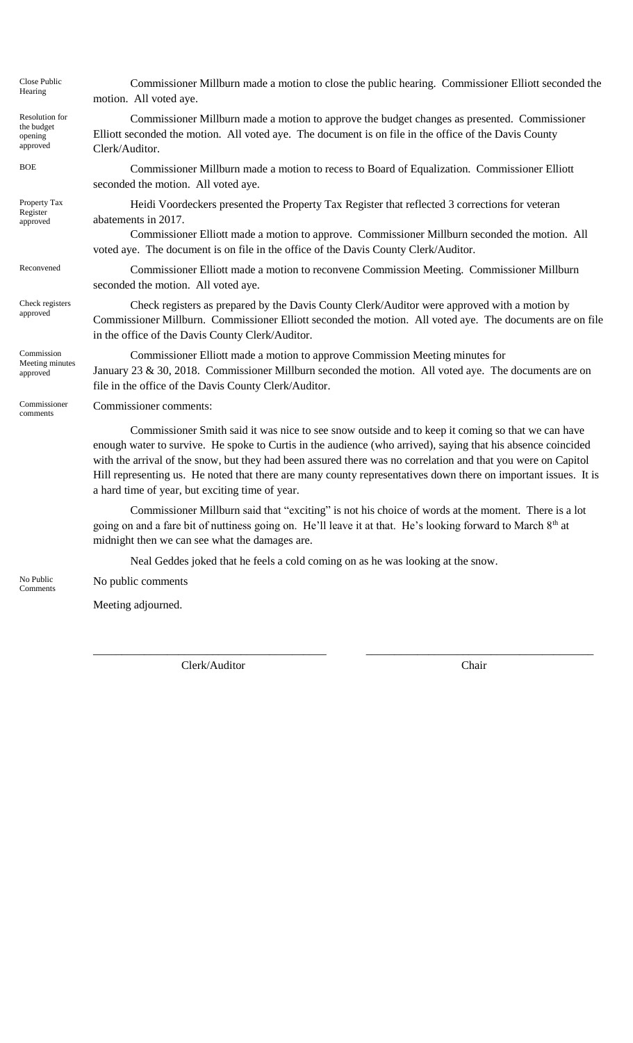**Close Public Hearing**

Commissioner Millburn made a motion to close the public hearing. Commissioner Elliott seconded the motion. All voted aye.

**Resolution for the budget opening approved**

Commissioner Millburn made a motion to approve the budget changes as presented. Commissioner Elliott seconded the motion. All voted aye. The document is on file in the office of the Davis County Clerk/Auditor.

**BOE**

Commissioner Millburn made a motion to recess to Board of Equalization. Commissioner Elliott seconded the motion. All voted aye.

**Property Tax Register approved**

Heidi Voordeckers presented the Property Tax Register that reflected 3 corrections for veteran abatements in 2017.

Commissioner Elliott made a motion to approve. Commissioner Millburn seconded the motion. All voted aye. The document is on file in the office of the Davis County Clerk/Auditor.

**Reconvened**

Commissioner Elliott made a motion to reconvene Commission Meeting. Commissioner Millburn seconded the motion. All voted aye.

**Check registers approved**

Check registers as prepared by the Davis County Clerk/Auditor were approved with a motion by Commissioner Millburn. Commissioner Elliott seconded the motion. All voted aye. The documents are on file in the office of the Davis County Clerk/Auditor.

**Commission Meeting minutes approved**

Commissioner Elliott made a motion to approve Commission Meeting minutes for January 23 & 30, 2018. Commissioner Millburn seconded the motion. All voted aye. The documents are on file in the office of the Davis County Clerk/Auditor.

**Commissioner comments**

Commissioner comments:

Commissioner Smith said it was nice to see snow outside and to keep it coming so that we can have enough water to survive. He spoke to Curtis in the audience (who arrived), saying that his absence coincided with the arrival of the snow, but they had been assured there was no correlation and that you were on Capitol Hill representing us. He noted that there are many county representatives down there on important issues. It is a hard time of year, but exciting time of year.

Commissioner Millburn said that "exciting" is not his choice of words at the moment. There is a lot going on and a fare bit of nuttiness going on. He'll leave it at that. He's looking forward to March 8th at midnight then we can see what the damages are.

Neal Geddes joked that he feels a cold coming on as he was looking at the snow.

**No Public Comments**

No public comments

Meeting adjourned.

\_\_\_\_\_\_\_\_\_\_\_\_\_\_\_\_\_\_\_\_\_\_\_\_\_\_\_\_\_\_\_\_\_\_\_\_\_\_\_\_ \_\_\_\_\_\_\_\_\_\_\_\_\_\_\_\_\_\_\_\_\_\_\_\_\_\_\_\_\_\_\_\_\_\_\_\_\_\_\_\_

Clerk/Auditor Chair